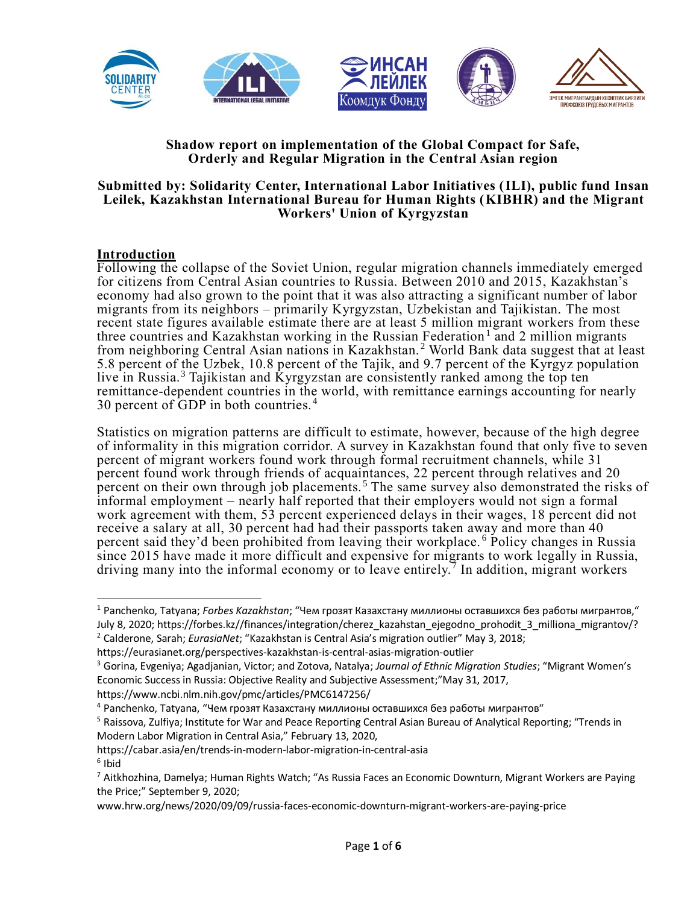**Shadow report on implementation of the Global Compact for Safe, Orderly and Regular Migration in the Central Asian region**

**Submitted by: Solidarity Center, International Labor Initiatives (ILI), public fund Insan Leilek, Kazakhstan International Bureau for Human Rights (KIBHR) and the Migrant Workers' Union of Kyrgyzstan**

## Introduction

Following the collapse of the Soviet Union, regular migration channels immediately emerged for citizens from Central Asian countries to Russia. Between 2010 and 2015, Kazakhstan's economy had also grown to the point that it was also attracting a significant number of labor migrants from its neighbors – primarily Kyrgyzstan, Uzbekistan and Tajikistan. The most recent state figures available estimate there are at least 5 million migrant workers from these three countries and Kazakhstan working in the Russian Federation[1] and 2 million migrants from neighboring Central Asian nations in Kazakhstan.[2] World Bank data suggest that at least 5.8 percent of the Uzbek, 10.8 percent of the Tajik, and 9.7 percent of the Kyrgyz population live in Russia.[3] Tajikistan and Kyrgyzstan are consistently ranked among the top ten remittance-dependent countries in the world, with remittance earnings accounting for nearly 30 percent of GDP in both countries.[4]

Statistics on migration patterns are difficult to estimate, however, because of the high degree of informality in this migration corridor. A survey in Kazakhstan found that only five to seven percent of migrant workers found work through formal recruitment channels, while 31 percent found work through friends of acquaintances, 22 percent through relatives and 20 percent on their own through job placements.[5] The same survey also demonstrated the risks of informal employment – nearly half reported that their employers would not sign a formal work agreement with them, 53 percent experienced delays in their wages, 18 percent did not receive a salary at all, 30 percent had had their passports taken away and more than 40 percent said they'd been prohibited from leaving their workplace.[6] Policy changes in Russia since 2015 have made it more difficult and expensive for migrants to work legally in Russia, driving many into the informal economy or to leave entirely.[7] In addition, migrant workers

---

[1] Panchenko, Tatyana; *Forbes Kazakhstan*; "Чем грозят Казахстану миллионы оставшихся без работы мигрантов," July 8, 2020; https://forbes.kz//finances/integration/cherez_kazakhstan_ejegodno_prohodit_3_milliona_migrantov/?

[2] Calderone, Sarah; *EurasiaNet*; "Kazakhstan is Central Asia's migration outlier" May 3, 2018; https://eurasianet.org/perspectives-kazakhstan-is-central-asias-migration-outlier

[3] Gorina, Evgeniya; Agadjanian, Victor; and Zotova, Natalya; *Journal of Ethnic Migration Studies*; "Migrant Women's Economic Success in Russia: Objective Reality and Subjective Assessment;"May 31, 2017, https://www.ncbi.nlm.nih.gov/pmc/articles/PMC6147256/

[4] Panchenko, Tatyana, "Чем грозят Казахстану миллионы оставшихся без работы мигрантов"

[5] Raissova, Zulfiya; Institute for War and Peace Reporting Central Asian Bureau of Analytical Reporting; "Trends in Modern Labor Migration in Central Asia," February 13, 2020, https://cabar.asia/en/trends-in-modern-labor-migration-in-central-asia

[6] Ibid

[7] Aitkhozhina, Damelya; Human Rights Watch; "As Russia Faces an Economic Downturn, Migrant Workers are Paying the Price;" September 9, 2020; www.hrw.org/news/2020/09/09/russia-faces-economic-downturn-migrant-workers-are-paying-price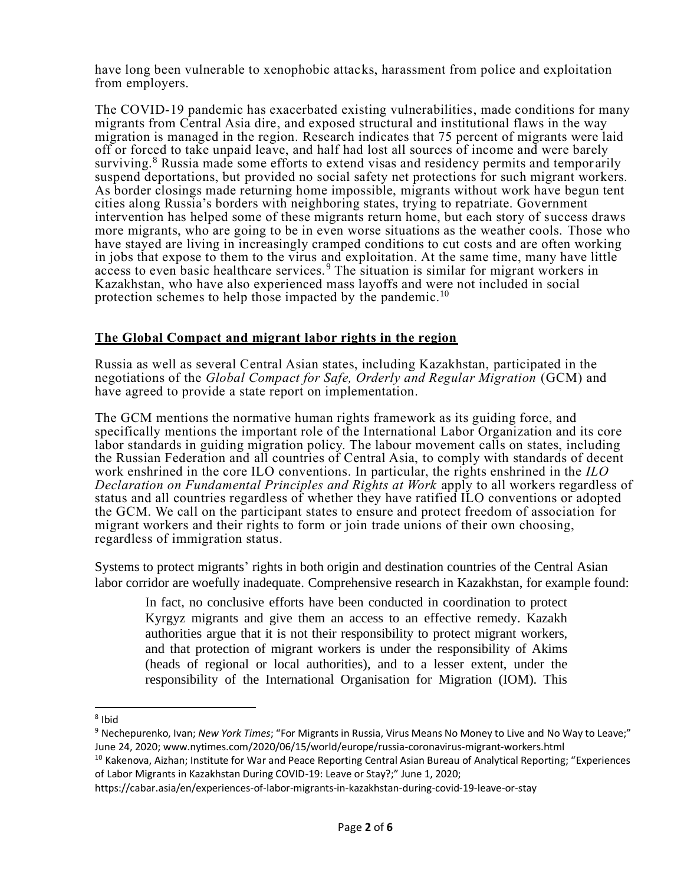have long been vulnerable to xenophobic attacks, harassment from police and exploitation from employers.

The COVID-19 pandemic has exacerbated existing vulnerabilities, made conditions for many migrants from Central Asia dire, and exposed structural and institutional flaws in the way migration is managed in the region. Research indicates that 75 percent of migrants were laid off or forced to take unpaid leave, and half had lost all sources of income and were barely surviving.[8] Russia made some efforts to extend visas and residency permits and temporarily suspend deportations, but provided no social safety net protections for such migrant workers. As border closings made returning home impossible, migrants without work have begun tent cities along Russia's borders with neighboring states, trying to repatriate. Government intervention has helped some of these migrants return home, but each story of success draws more migrants, who are going to be in even worse situations as the weather cools. Those who have stayed are living in increasingly cramped conditions to cut costs and are often working in jobs that expose to them to the virus and exploitation. At the same time, many have little access to even basic healthcare services.[9] The situation is similar for migrant workers in Kazakhstan, who have also experienced mass layoffs and were not included in social protection schemes to help those impacted by the pandemic.[10]

## **The Global Compact and migrant labor rights in the region**

Russia as well as several Central Asian states, including Kazakhstan, participated in the negotiations of the *Global Compact for Safe, Orderly and Regular Migration* (GCM) and have agreed to provide a state report on implementation.

The GCM mentions the normative human rights framework as its guiding force, and specifically mentions the important role of the International Labor Organization and its core labor standards in guiding migration policy. The labour movement calls on states, including the Russian Federation and all countries of Central Asia, to comply with standards of decent work enshrined in the core ILO conventions. In particular, the rights enshrined in the *ILO Declaration on Fundamental Principles and Rights at Work* apply to all workers regardless of status and all countries regardless of whether they have ratified ILO conventions or adopted the GCM. We call on the participant states to ensure and protect freedom of association for migrant workers and their rights to form or join trade unions of their own choosing, regardless of immigration status.

Systems to protect migrants' rights in both origin and destination countries of the Central Asian labor corridor are woefully inadequate. Comprehensive research in Kazakhstan, for example found:

> In fact, no conclusive efforts have been conducted in coordination to protect Kyrgyz migrants and give them an access to an effective remedy. Kazakh authorities argue that it is not their responsibility to protect migrant workers, and that protection of migrant workers is under the responsibility of Akims (heads of regional or local authorities), and to a lesser extent, under the responsibility of the International Organisation for Migration (IOM). This

---

[8] Ibid

[9] Nechepurenko, Ivan; *New York Times*; "For Migrants in Russia, Virus Means No Money to Live and No Way to Leave;" June 24, 2020; www.nytimes.com/2020/06/15/world/europe/russia-coronavirus-migrant-workers.html

[10] Kakenova, Aizhan; Institute for War and Peace Reporting Central Asian Bureau of Analytical Reporting; "Experiences of Labor Migrants in Kazakhstan During COVID-19: Leave or Stay?;" June 1, 2020; https://cabar.asia/en/experiences-of-labor-migrants-in-kazakhstan-during-covid-19-leave-or-stay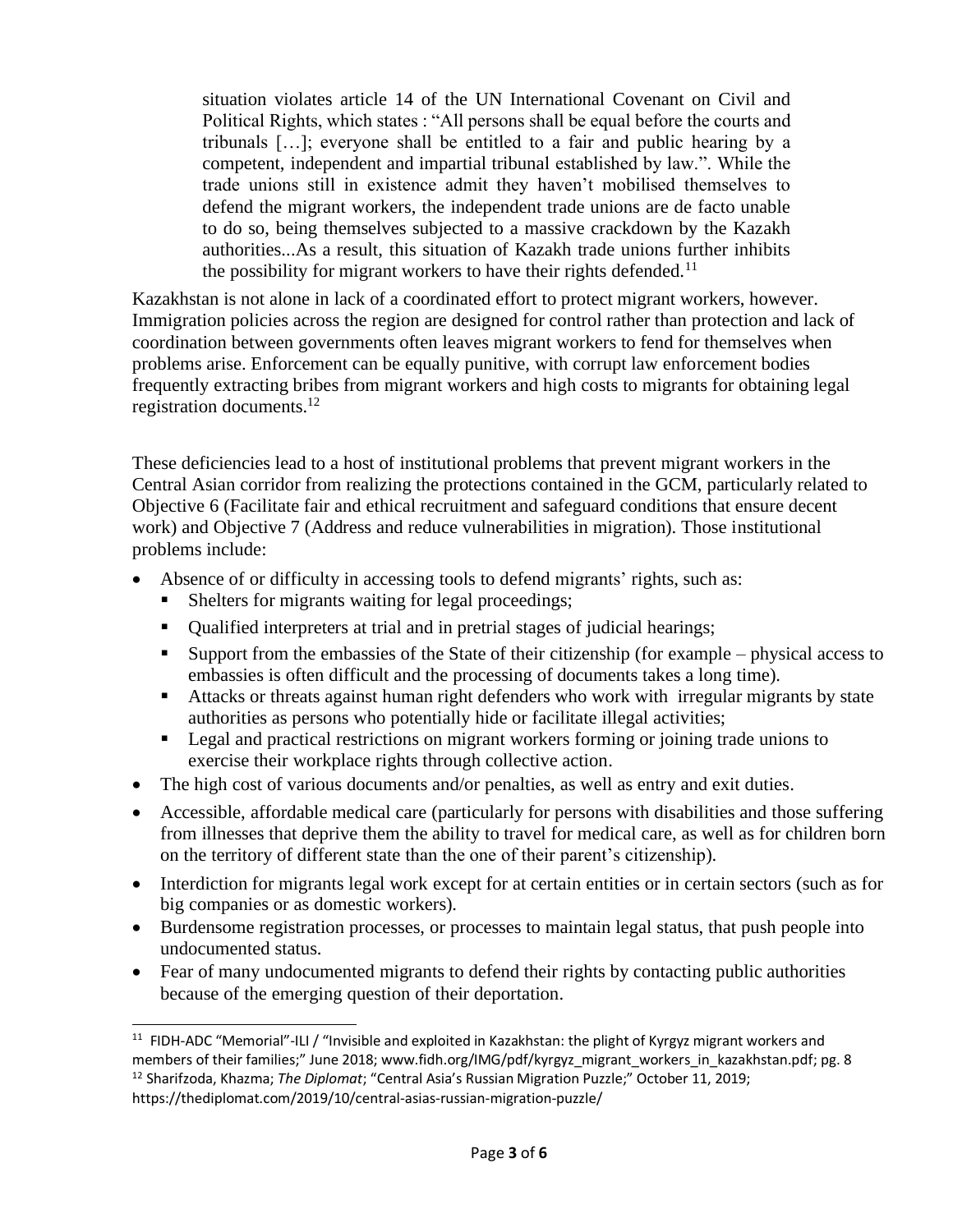> situation violates article 14 of the UN International Covenant on Civil and Political Rights, which states : "All persons shall be equal before the courts and tribunals […]; everyone shall be entitled to a fair and public hearing by a competent, independent and impartial tribunal established by law.". While the trade unions still in existence admit they haven't mobilised themselves to defend the migrant workers, the independent trade unions are de facto unable to do so, being themselves subjected to a massive crackdown by the Kazakh authorities...As a result, this situation of Kazakh trade unions further inhibits the possibility for migrant workers to have their rights defended.[11]

Kazakhstan is not alone in lack of a coordinated effort to protect migrant workers, however. Immigration policies across the region are designed for control rather than protection and lack of coordination between governments often leaves migrant workers to fend for themselves when problems arise. Enforcement can be equally punitive, with corrupt law enforcement bodies frequently extracting bribes from migrant workers and high costs to migrants for obtaining legal registration documents.[12]

These deficiencies lead to a host of institutional problems that prevent migrant workers in the Central Asian corridor from realizing the protections contained in the GCM, particularly related to Objective 6 (Facilitate fair and ethical recruitment and safeguard conditions that ensure decent work) and Objective 7 (Address and reduce vulnerabilities in migration). Those institutional problems include:

- Absence of or difficulty in accessing tools to defend migrants' rights, such as:
  - Shelters for migrants waiting for legal proceedings;
  - Qualified interpreters at trial and in pretrial stages of judicial hearings;
  - Support from the embassies of the State of their citizenship (for example – physical access to embassies is often difficult and the processing of documents takes a long time).
  - Attacks or threats against human right defenders who work with irregular migrants by state authorities as persons who potentially hide or facilitate illegal activities;
  - Legal and practical restrictions on migrant workers forming or joining trade unions to exercise their workplace rights through collective action.
- The high cost of various documents and/or penalties, as well as entry and exit duties.
- Accessible, affordable medical care (particularly for persons with disabilities and those suffering from illnesses that deprive them the ability to travel for medical care, as well as for children born on the territory of different state than the one of their parent's citizenship).
- Interdiction for migrants legal work except for at certain entities or in certain sectors (such as for big companies or as domestic workers).
- Burdensome registration processes, or processes to maintain legal status, that push people into undocumented status.
- Fear of many undocumented migrants to defend their rights by contacting public authorities because of the emerging question of their deportation.

---

[11] FIDH-ADC "Memorial"-ILI / "Invisible and exploited in Kazakhstan: the plight of Kyrgyz migrant workers and members of their families;" June 2018; www.fidh.org/IMG/pdf/kyrgyz_migrant_workers_in_kazakhstan.pdf; pg. 8

[12] Sharifzoda, Khazma; *The Diplomat*; "Central Asia's Russian Migration Puzzle;" October 11, 2019; https://thediplomat.com/2019/10/central-asias-russian-migration-puzzle/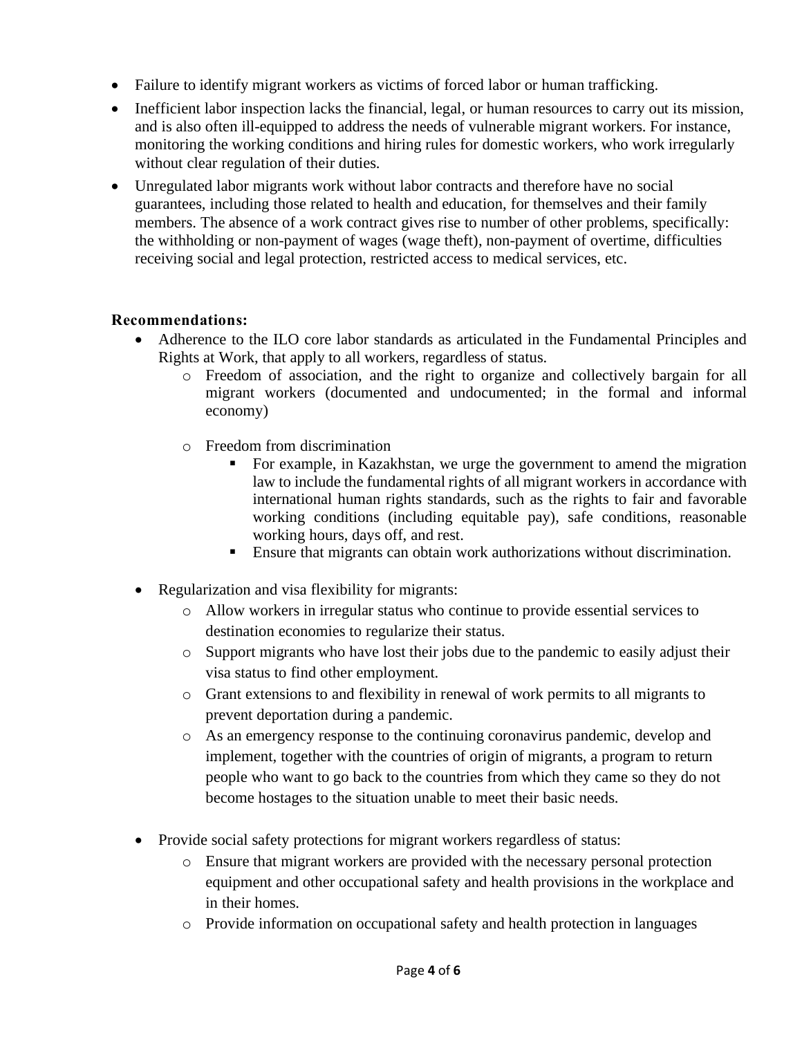- Failure to identify migrant workers as victims of forced labor or human trafficking.
- Inefficient labor inspection lacks the financial, legal, or human resources to carry out its mission, and is also often ill-equipped to address the needs of vulnerable migrant workers. For instance, monitoring the working conditions and hiring rules for domestic workers, who work irregularly without clear regulation of their duties.
- Unregulated labor migrants work without labor contracts and therefore have no social guarantees, including those related to health and education, for themselves and their family members. The absence of a work contract gives rise to number of other problems, specifically: the withholding or non-payment of wages (wage theft), non-payment of overtime, difficulties receiving social and legal protection, restricted access to medical services, etc.

**Recommendations:**

- Adherence to the ILO core labor standards as articulated in the Fundamental Principles and Rights at Work, that apply to all workers, regardless of status.
  - Freedom of association, and the right to organize and collectively bargain for all migrant workers (documented and undocumented; in the formal and informal economy)
  - Freedom from discrimination
    - For example, in Kazakhstan, we urge the government to amend the migration law to include the fundamental rights of all migrant workers in accordance with international human rights standards, such as the rights to fair and favorable working conditions (including equitable pay), safe conditions, reasonable working hours, days off, and rest.
    - Ensure that migrants can obtain work authorizations without discrimination.
- Regularization and visa flexibility for migrants:
  - Allow workers in irregular status who continue to provide essential services to destination economies to regularize their status.
  - Support migrants who have lost their jobs due to the pandemic to easily adjust their visa status to find other employment.
  - Grant extensions to and flexibility in renewal of work permits to all migrants to prevent deportation during a pandemic.
  - As an emergency response to the continuing coronavirus pandemic, develop and implement, together with the countries of origin of migrants, a program to return people who want to go back to the countries from which they came so they do not become hostages to the situation unable to meet their basic needs.
- Provide social safety protections for migrant workers regardless of status:
  - Ensure that migrant workers are provided with the necessary personal protection equipment and other occupational safety and health provisions in the workplace and in their homes.
  - Provide information on occupational safety and health protection in languages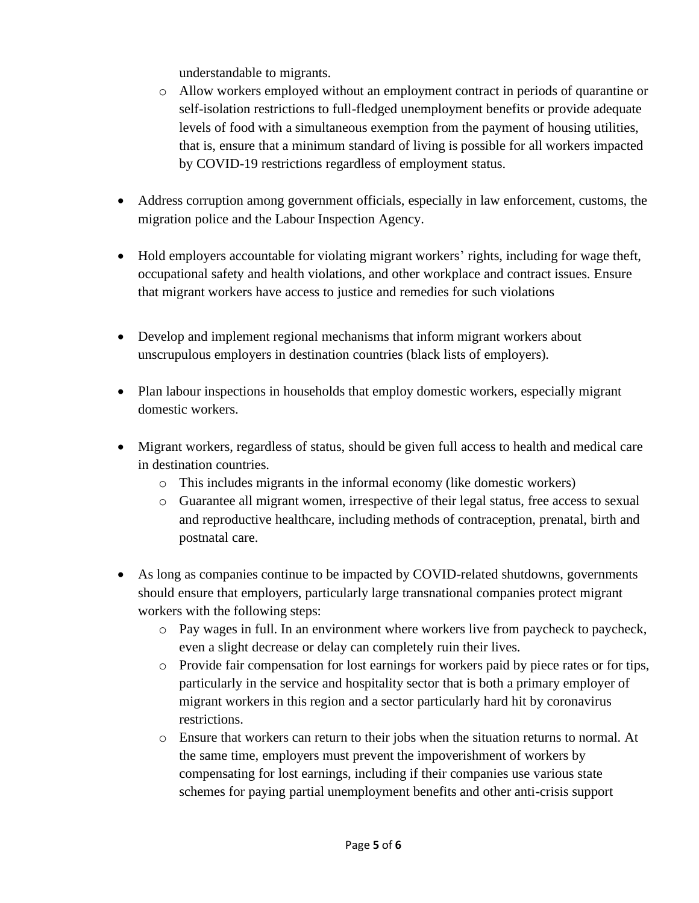understandable to migrants.
  - Allow workers employed without an employment contract in periods of quarantine or self-isolation restrictions to full-fledged unemployment benefits or provide adequate levels of food with a simultaneous exemption from the payment of housing utilities, that is, ensure that a minimum standard of living is possible for all workers impacted by COVID-19 restrictions regardless of employment status.

- Address corruption among government officials, especially in law enforcement, customs, the migration police and the Labour Inspection Agency.

- Hold employers accountable for violating migrant workers' rights, including for wage theft, occupational safety and health violations, and other workplace and contract issues. Ensure that migrant workers have access to justice and remedies for such violations

- Develop and implement regional mechanisms that inform migrant workers about unscrupulous employers in destination countries (black lists of employers).

- Plan labour inspections in households that employ domestic workers, especially migrant domestic workers.

- Migrant workers, regardless of status, should be given full access to health and medical care in destination countries.
  - This includes migrants in the informal economy (like domestic workers)
  - Guarantee all migrant women, irrespective of their legal status, free access to sexual and reproductive healthcare, including methods of contraception, prenatal, birth and postnatal care.

- As long as companies continue to be impacted by COVID-related shutdowns, governments should ensure that employers, particularly large transnational companies protect migrant workers with the following steps:
  - Pay wages in full. In an environment where workers live from paycheck to paycheck, even a slight decrease or delay can completely ruin their lives.
  - Provide fair compensation for lost earnings for workers paid by piece rates or for tips, particularly in the service and hospitality sector that is both a primary employer of migrant workers in this region and a sector particularly hard hit by coronavirus restrictions.
  - Ensure that workers can return to their jobs when the situation returns to normal. At the same time, employers must prevent the impoverishment of workers by compensating for lost earnings, including if their companies use various state schemes for paying partial unemployment benefits and other anti-crisis support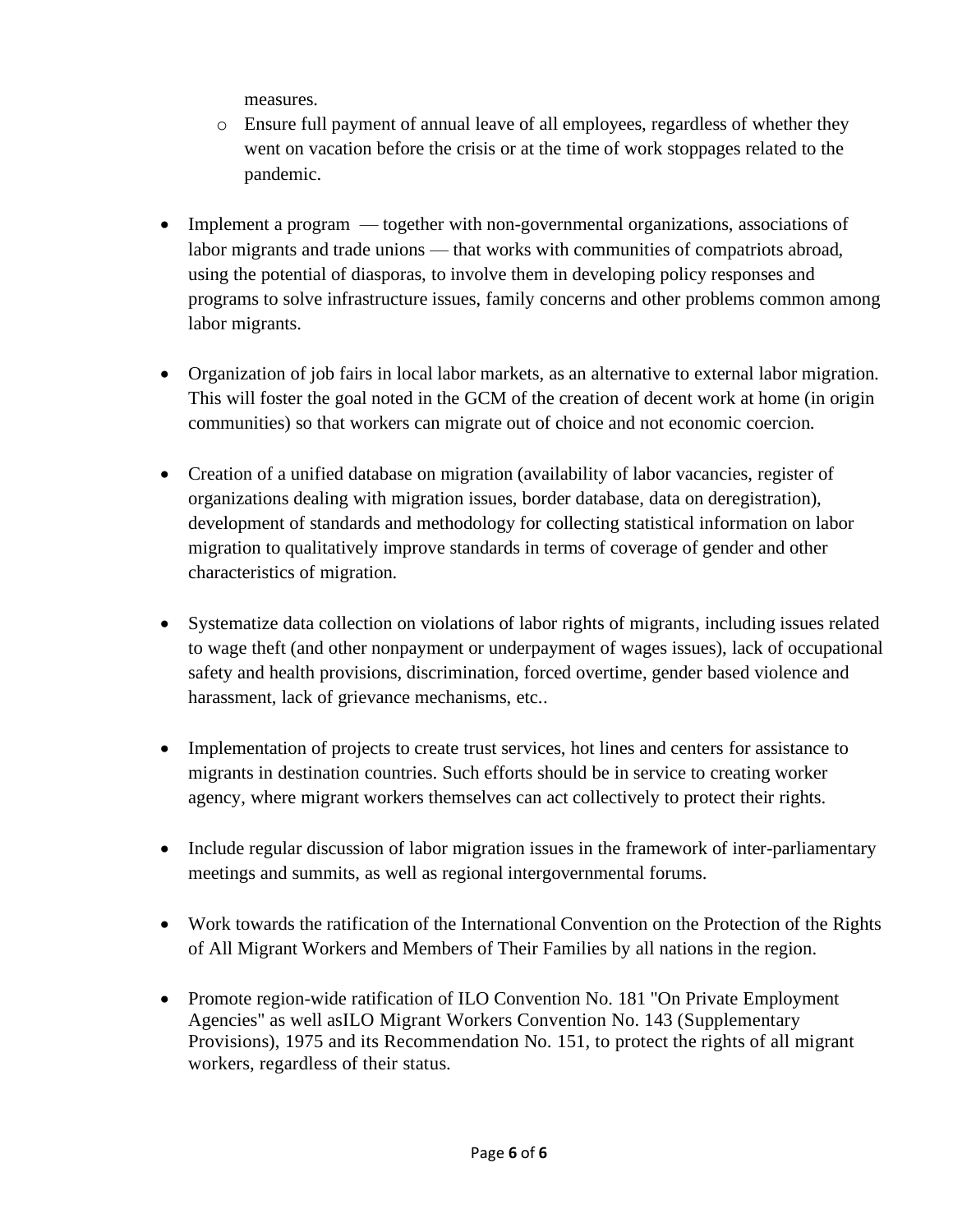measures.

  - Ensure full payment of annual leave of all employees, regardless of whether they went on vacation before the crisis or at the time of work stoppages related to the pandemic.

- Implement a program — together with non-governmental organizations, associations of labor migrants and trade unions — that works with communities of compatriots abroad, using the potential of diasporas, to involve them in developing policy responses and programs to solve infrastructure issues, family concerns and other problems common among labor migrants.

- Organization of job fairs in local labor markets, as an alternative to external labor migration. This will foster the goal noted in the GCM of the creation of decent work at home (in origin communities) so that workers can migrate out of choice and not economic coercion.

- Creation of a unified database on migration (availability of labor vacancies, register of organizations dealing with migration issues, border database, data on deregistration), development of standards and methodology for collecting statistical information on labor migration to qualitatively improve standards in terms of coverage of gender and other characteristics of migration.

- Systematize data collection on violations of labor rights of migrants, including issues related to wage theft (and other nonpayment or underpayment of wages issues), lack of occupational safety and health provisions, discrimination, forced overtime, gender based violence and harassment, lack of grievance mechanisms, etc..

- Implementation of projects to create trust services, hot lines and centers for assistance to migrants in destination countries. Such efforts should be in service to creating worker agency, where migrant workers themselves can act collectively to protect their rights.

- Include regular discussion of labor migration issues in the framework of inter-parliamentary meetings and summits, as well as regional intergovernmental forums.

- Work towards the ratification of the International Convention on the Protection of the Rights of All Migrant Workers and Members of Their Families by all nations in the region.

- Promote region-wide ratification of ILO Convention No. 181 "On Private Employment Agencies" as well asILO Migrant Workers Convention No. 143 (Supplementary Provisions), 1975 and its Recommendation No. 151, to protect the rights of all migrant workers, regardless of their status.